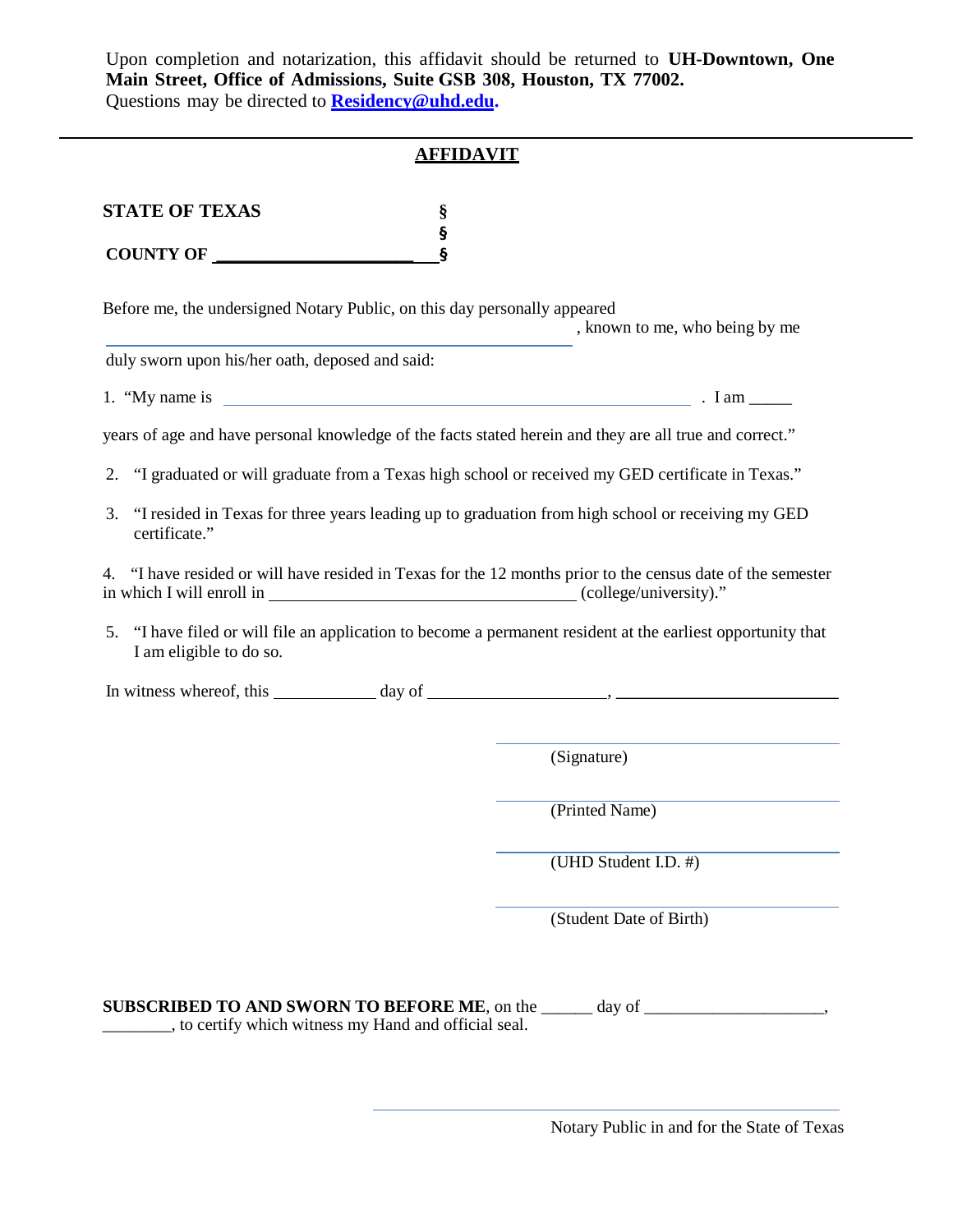Upon completion and notarization, this affidavit should be returned to **UH-Downtown, One Main Street, Office of Admissions, Suite GSB 308, Houston, TX 77002.**
Questions may be directed to **Residency@uhd.edu.**

---

## AFFIDAVIT

**STATE OF TEXAS** §
§
**COUNTY OF ______________________** §

Before me, the undersigned Notary Public, on this day personally appeared ________________________________________________, known to me, who being by me duly sworn upon his/her oath, deposed and said:

1. "My name is ____________________________________________________. I am _____ years of age and have personal knowledge of the facts stated herein and they are all true and correct."

2. "I graduated or will graduate from a Texas high school or received my GED certificate in Texas."

3. "I resided in Texas for three years leading up to graduation from high school or receiving my GED certificate."

4. "I have resided or will have resided in Texas for the 12 months prior to the census date of the semester in which I will enroll in ___________________________________ (college/university)."

5. "I have filed or will file an application to become a permanent resident at the earliest opportunity that I am eligible to do so.

In witness whereof, this ____________ day of ____________________, _________________________

______________________________
(Signature)

______________________________
(Printed Name)

______________________________
(UHD Student I.D. #)

______________________________
(Student Date of Birth)

**SUBSCRIBED TO AND SWORN TO BEFORE ME**, on the ______ day of _____________________, ________, to certify which witness my Hand and official seal.

______________________________
Notary Public in and for the State of Texas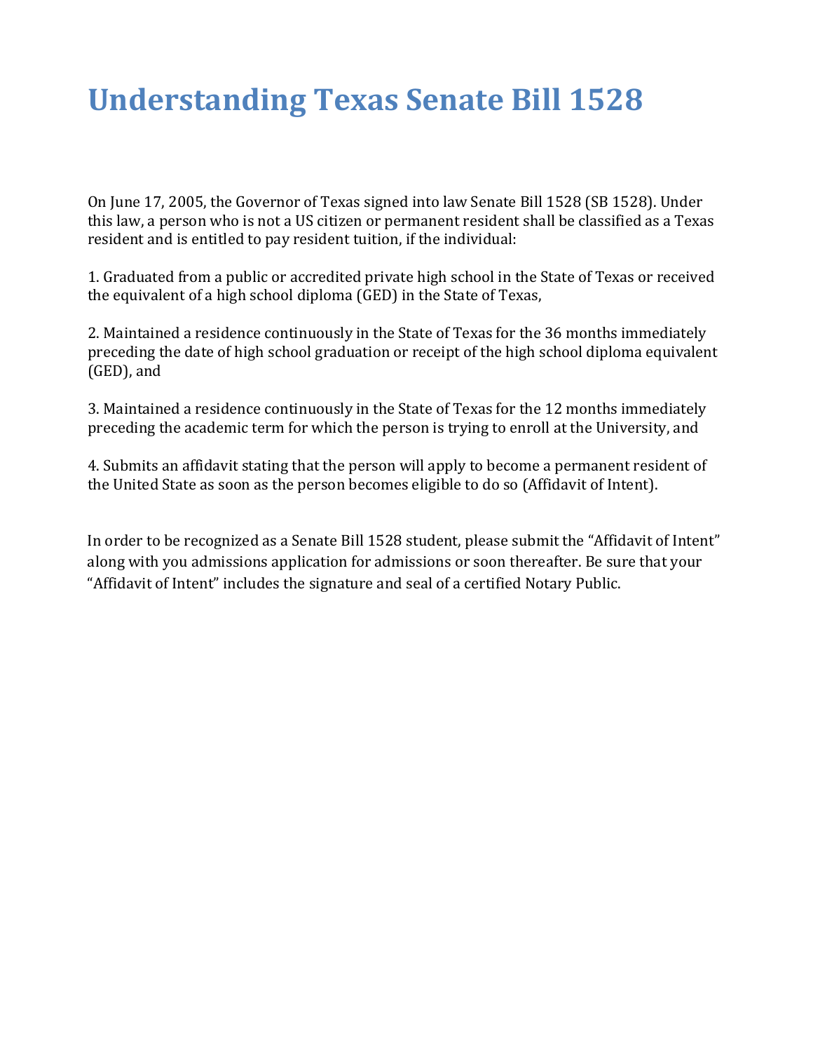# Understanding Texas Senate Bill 1528

On June 17, 2005, the Governor of Texas signed into law Senate Bill 1528 (SB 1528). Under this law, a person who is not a US citizen or permanent resident shall be classified as a Texas resident and is entitled to pay resident tuition, if the individual:

1. Graduated from a public or accredited private high school in the State of Texas or received the equivalent of a high school diploma (GED) in the State of Texas,

2. Maintained a residence continuously in the State of Texas for the 36 months immediately preceding the date of high school graduation or receipt of the high school diploma equivalent (GED), and

3. Maintained a residence continuously in the State of Texas for the 12 months immediately preceding the academic term for which the person is trying to enroll at the University, and

4. Submits an affidavit stating that the person will apply to become a permanent resident of the United State as soon as the person becomes eligible to do so (Affidavit of Intent).

In order to be recognized as a Senate Bill 1528 student, please submit the "Affidavit of Intent" along with you admissions application for admissions or soon thereafter. Be sure that your "Affidavit of Intent" includes the signature and seal of a certified Notary Public.